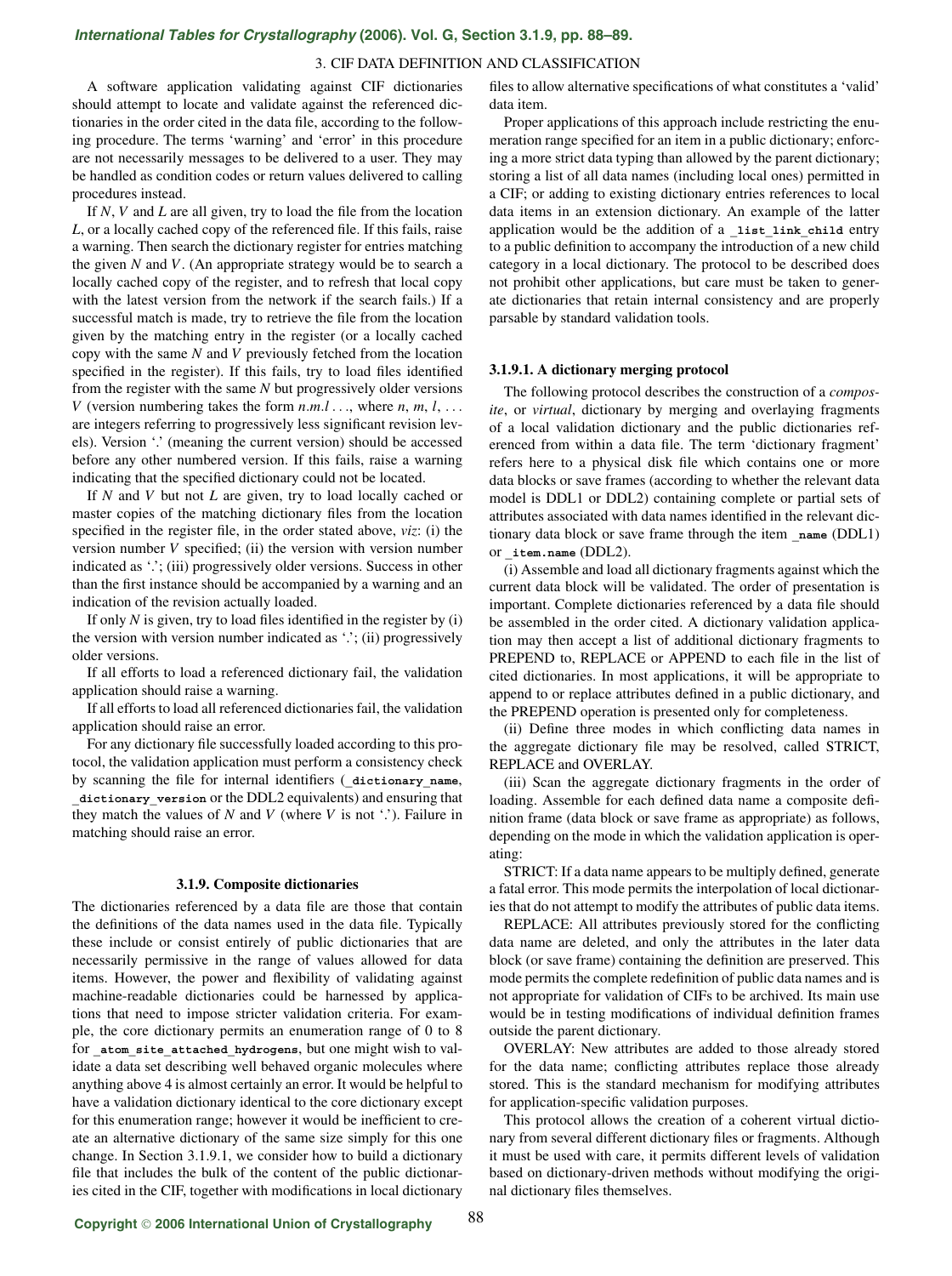A software application validating against CIF dictionaries should attempt to locate and validate against the referenced dictionaries in the order cited in the data file, according to the following procedure. The terms 'warning' and 'error' in this procedure are not necessarily messages to be delivered to a user. They may be handled as condition codes or return values delivered to calling procedures instead.

If $N$, $V$ and $L$ are all given, try to load the file from the location $L$, or a locally cached copy of the referenced file. If this fails, raise a warning. Then search the dictionary register for entries matching the given $N$ and $V$. (An appropriate strategy would be to search a locally cached copy of the register, and to refresh that local copy with the latest version from the network if the search fails.) If a successful match is made, try to retrieve the file from the location given by the matching entry in the register (or a locally cached copy with the same $N$ and $V$ previously fetched from the location specified in the register). If this fails, try to load files identified from the register with the same $N$ but progressively older versions $V$ (version numbering takes the form $n.m.l\ldots$, where $n$, $m$, $l$, $\ldots$ are integers referring to progressively less significant revision levels). Version '.' (meaning the current version) should be accessed before any other numbered version. If this fails, raise a warning indicating that the specified dictionary could not be located.

If $N$ and $V$ but not $L$ are given, try to load locally cached or master copies of the matching dictionary files from the location specified in the register file, in the order stated above, *viz*: (i) the version number $V$ specified; (ii) the version with version number indicated as '.'; (iii) progressively older versions. Success in other than the first instance should be accompanied by a warning and an indication of the revision actually loaded.

If only $N$ is given, try to load files identified in the register by (i) the version with version number indicated as '.'; (ii) progressively older versions.

If all efforts to load a referenced dictionary fail, the validation application should raise a warning.

If all efforts to load all referenced dictionaries fail, the validation application should raise an error.

For any dictionary file successfully loaded according to this protocol, the validation application must perform a consistency check by scanning the file for internal identifiers (**_dictionary_name**, **_dictionary_version** or the DDL2 equivalents) and ensuring that they match the values of $N$ and $V$ (where $V$ is not '.'). Failure in matching should raise an error.

### 3.1.9. Composite dictionaries

The dictionaries referenced by a data file are those that contain the definitions of the data names used in the data file. Typically these include or consist entirely of public dictionaries that are necessarily permissive in the range of values allowed for data items. However, the power and flexibility of validating against machine-readable dictionaries could be harnessed by applications that need to impose stricter validation criteria. For example, the core dictionary permits an enumeration range of 0 to 8 for **_atom_site_attached_hydrogens**, but one might wish to validate a data set describing well behaved organic molecules where anything above 4 is almost certainly an error. It would be helpful to have a validation dictionary identical to the core dictionary except for this enumeration range; however it would be inefficient to create an alternative dictionary of the same size simply for this one change. In Section 3.1.9.1, we consider how to build a dictionary file that includes the bulk of the content of the public dictionaries cited in the CIF, together with modifications in local dictionary files to allow alternative specifications of what constitutes a 'valid' data item.

Proper applications of this approach include restricting the enumeration range specified for an item in a public dictionary; enforcing a more strict data typing than allowed by the parent dictionary; storing a list of all data names (including local ones) permitted in a CIF; or adding to existing dictionary entries references to local data items in an extension dictionary. An example of the latter application would be the addition of a **_list_link_child** entry to a public definition to accompany the introduction of a new child category in a local dictionary. The protocol to be described does not prohibit other applications, but care must be taken to generate dictionaries that retain internal consistency and are properly parsable by standard validation tools.

#### 3.1.9.1. A dictionary merging protocol

The following protocol describes the construction of a *composite*, or *virtual*, dictionary by merging and overlaying fragments of a local validation dictionary and the public dictionaries referenced from within a data file. The term 'dictionary fragment' refers here to a physical disk file which contains one or more data blocks or save frames (according to whether the relevant data model is DDL1 or DDL2) containing complete or partial sets of attributes associated with data names identified in the relevant dictionary data block or save frame through the item **_name** (DDL1) or **_item.name** (DDL2).

(i) Assemble and load all dictionary fragments against which the current data block will be validated. The order of presentation is important. Complete dictionaries referenced by a data file should be assembled in the order cited. A dictionary validation application may then accept a list of additional dictionary fragments to PREPEND to, REPLACE or APPEND to each file in the list of cited dictionaries. In most applications, it will be appropriate to append to or replace attributes defined in a public dictionary, and the PREPEND operation is presented only for completeness.

(ii) Define three modes in which conflicting data names in the aggregate dictionary file may be resolved, called STRICT, REPLACE and OVERLAY.

(iii) Scan the aggregate dictionary fragments in the order of loading. Assemble for each defined data name a composite definition frame (data block or save frame as appropriate) as follows, depending on the mode in which the validation application is operating:

STRICT: If a data name appears to be multiply defined, generate a fatal error. This mode permits the interpolation of local dictionaries that do not attempt to modify the attributes of public data items.

REPLACE: All attributes previously stored for the conflicting data name are deleted, and only the attributes in the later data block (or save frame) containing the definition are preserved. This mode permits the complete redefinition of public data names and is not appropriate for validation of CIFs to be archived. Its main use would be in testing modifications of individual definition frames outside the parent dictionary.

OVERLAY: New attributes are added to those already stored for the data name; conflicting attributes replace those already stored. This is the standard mechanism for modifying attributes for application-specific validation purposes.

This protocol allows the creation of a coherent virtual dictionary from several different dictionary files or fragments. Although it must be used with care, it permits different levels of validation based on dictionary-driven methods without modifying the original dictionary files themselves.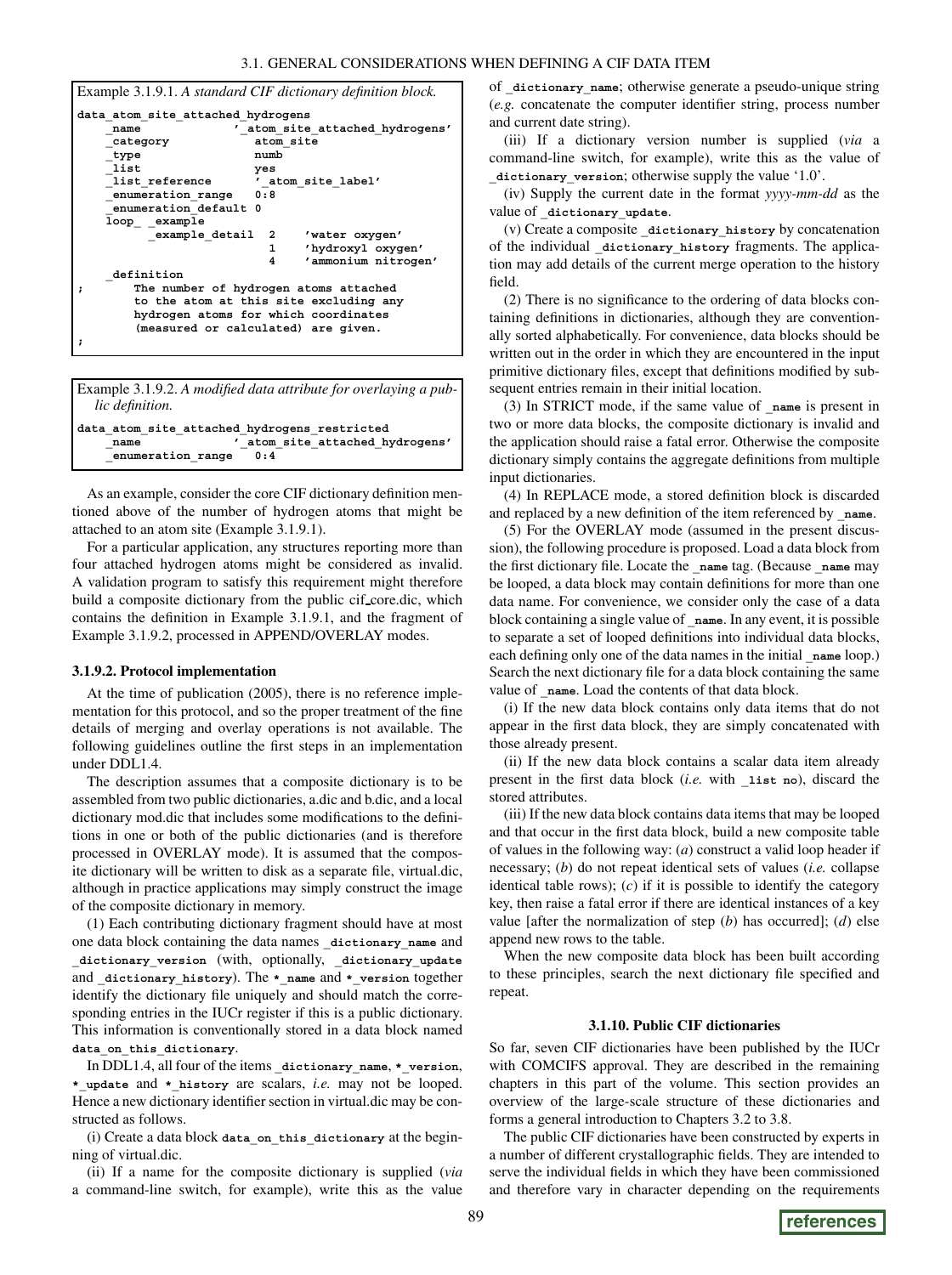Example 3.1.9.1. *A standard CIF dictionary definition block.*

```
data_atom_site_attached_hydrogens
    _name              '_atom_site_attached_hydrogens'
    _category            atom_site
    _type                numb
    _list                yes
    _list_reference      '_atom_site_label'
    _enumeration_range   0:8
    _enumeration_default 0
    loop_ _example
          _example_detail  2    'water oxygen'
                           1    'hydroxyl oxygen'
                           4    'ammonium nitrogen'
    _definition
;       The number of hydrogen atoms attached
        to the atom at this site excluding any
        hydrogen atoms for which coordinates
        (measured or calculated) are given.
;
```

Example 3.1.9.2. *A modified data attribute for overlaying a public definition.*

```
data_atom_site_attached_hydrogens_restricted
    _name              '_atom_site_attached_hydrogens'
    _enumeration_range   0:4
```

As an example, consider the core CIF dictionary definition mentioned above of the number of hydrogen atoms that might be attached to an atom site (Example 3.1.9.1).

For a particular application, any structures reporting more than four attached hydrogen atoms might be considered as invalid. A validation program to satisfy this requirement might therefore build a composite dictionary from the public cif_core.dic, which contains the definition in Example 3.1.9.1, and the fragment of Example 3.1.9.2, processed in APPEND/OVERLAY modes.

### 3.1.9.2. Protocol implementation

At the time of publication (2005), there is no reference implementation for this protocol, and so the proper treatment of the fine details of merging and overlay operations is not available. The following guidelines outline the first steps in an implementation under DDL1.4.

The description assumes that a composite dictionary is to be assembled from two public dictionaries, a.dic and b.dic, and a local dictionary mod.dic that includes some modifications to the definitions in one or both of the public dictionaries (and is therefore processed in OVERLAY mode). It is assumed that the composite dictionary will be written to disk as a separate file, virtual.dic, although in practice applications may simply construct the image of the composite dictionary in memory.

(1) Each contributing dictionary fragment should have at most one data block containing the data names **_dictionary_name** and **_dictionary_version** (with, optionally, **_dictionary_update** and **_dictionary_history**). The ***_name** and ***_version** together identify the dictionary file uniquely and should match the corresponding entries in the IUCr register if this is a public dictionary. This information is conventionally stored in a data block named **data_on_this_dictionary**.

In DDL1.4, all four of the items **_dictionary_name**, ***_version**, ***_update** and ***_history** are scalars, *i.e.* may not be looped. Hence a new dictionary identifier section in virtual.dic may be constructed as follows.

(i) Create a data block **data_on_this_dictionary** at the beginning of virtual.dic.

(ii) If a name for the composite dictionary is supplied (*via* a command-line switch, for example), write this as the value of **_dictionary_name**; otherwise generate a pseudo-unique string (*e.g.* concatenate the computer identifier string, process number and current date string).

(iii) If a dictionary version number is supplied (*via* a command-line switch, for example), write this as the value of **_dictionary_version**; otherwise supply the value '1.0'.

(iv) Supply the current date in the format *yyyy-mm-dd* as the value of **_dictionary_update**.

(v) Create a composite **_dictionary_history** by concatenation of the individual **_dictionary_history** fragments. The application may add details of the current merge operation to the history field.

(2) There is no significance to the ordering of data blocks containing definitions in dictionaries, although they are conventionally sorted alphabetically. For convenience, data blocks should be written out in the order in which they are encountered in the input primitive dictionary files, except that definitions modified by subsequent entries remain in their initial location.

(3) In STRICT mode, if the same value of **_name** is present in two or more data blocks, the composite dictionary is invalid and the application should raise a fatal error. Otherwise the composite dictionary simply contains the aggregate definitions from multiple input dictionaries.

(4) In REPLACE mode, a stored definition block is discarded and replaced by a new definition of the item referenced by **_name**.

(5) For the OVERLAY mode (assumed in the present discussion), the following procedure is proposed. Load a data block from the first dictionary file. Locate the **_name** tag. (Because **_name** may be looped, a data block may contain definitions for more than one data name. For convenience, we consider only the case of a data block containing a single value of **_name**. In any event, it is possible to separate a set of looped definitions into individual data blocks, each defining only one of the data names in the initial **_name** loop.) Search the next dictionary file for a data block containing the same value of **_name**. Load the contents of that data block.

(i) If the new data block contains only data items that do not appear in the first data block, they are simply concatenated with those already present.

(ii) If the new data block contains a scalar data item already present in the first data block (*i.e.* with **_list no**), discard the stored attributes.

(iii) If the new data block contains data items that may be looped and that occur in the first data block, build a new composite table of values in the following way: (*a*) construct a valid loop header if necessary; (*b*) do not repeat identical sets of values (*i.e.* collapse identical table rows); (*c*) if it is possible to identify the category key, then raise a fatal error if there are identical instances of a key value [after the normalization of step (*b*) has occurred]; (*d*) else append new rows to the table.

When the new composite data block has been built according to these principles, search the next dictionary file specified and repeat.

## 3.1.10. Public CIF dictionaries

So far, seven CIF dictionaries have been published by the IUCr with COMCIFS approval. They are described in the remaining chapters in this part of the volume. This section provides an overview of the large-scale structure of these dictionaries and forms a general introduction to Chapters 3.2 to 3.8.

The public CIF dictionaries have been constructed by experts in a number of different crystallographic fields. They are intended to serve the individual fields in which they have been commissioned and therefore vary in character depending on the requirements